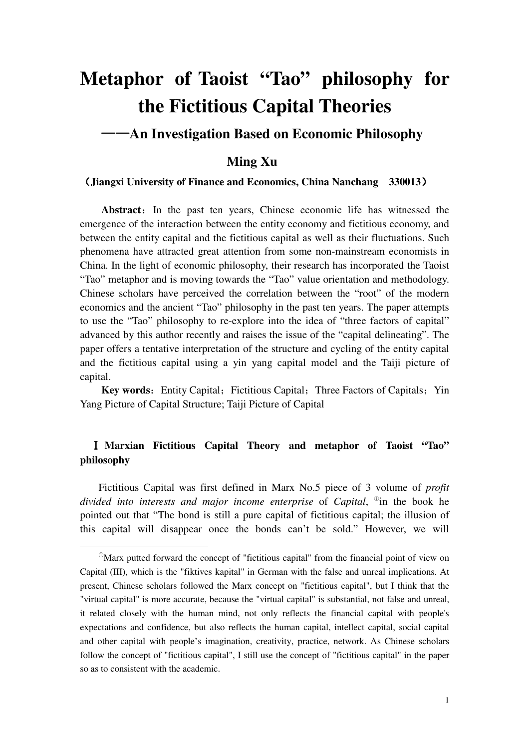# Metaphor of Taoist "Tao" philosophy for the Fictitious Capital Theories

## ——An Investigation Based on Economic Philosophy

**Ming Xu**

**（Jiangxi University of Finance and Economics, China Nanchang 330013）**

**Abstract**：In the past ten years, Chinese economic life has witnessed the emergence of the interaction between the entity economy and fictitious economy, and between the entity capital and the fictitious capital as well as their fluctuations. Such phenomena have attracted great attention from some non-mainstream economists in China. In the light of economic philosophy, their research has incorporated the Taoist "Tao" metaphor and is moving towards the "Tao" value orientation and methodology. Chinese scholars have perceived the correlation between the "root" of the modern economics and the ancient "Tao" philosophy in the past ten years. The paper attempts to use the "Tao" philosophy to re-explore into the idea of "three factors of capital" advanced by this author recently and raises the issue of the "capital delineating". The paper offers a tentative interpretation of the structure and cycling of the entity capital and the fictitious capital using a yin yang capital model and the Taiji picture of capital.

**Key words**：Entity Capital；Fictitious Capital；Three Factors of Capitals；Yin Yang Picture of Capital Structure; Taiji Picture of Capital

## Ⅰ Marxian Fictitious Capital Theory and metaphor of Taoist "Tao" philosophy

Fictitious Capital was first defined in Marx No.5 piece of 3 volume of *profit divided into interests and major income enterprise* of *Capital*, [①]in the book he pointed out that "The bond is still a pure capital of fictitious capital; the illusion of this capital will disappear once the bonds can't be sold." However, we will

---

[①]Marx putted forward the concept of "fictitious capital" from the financial point of view on Capital (III), which is the "fiktives kapital" in German with the false and unreal implications. At present, Chinese scholars followed the Marx concept on "fictitious capital", but I think that the "virtual capital" is more accurate, because the "virtual capital" is substantial, not false and unreal, it related closely with the human mind, not only reflects the financial capital with people's expectations and confidence, but also reflects the human capital, intellect capital, social capital and other capital with people's imagination, creativity, practice, network. As Chinese scholars follow the concept of "fictitious capital", I still use the concept of "fictitious capital" in the paper so as to consistent with the academic.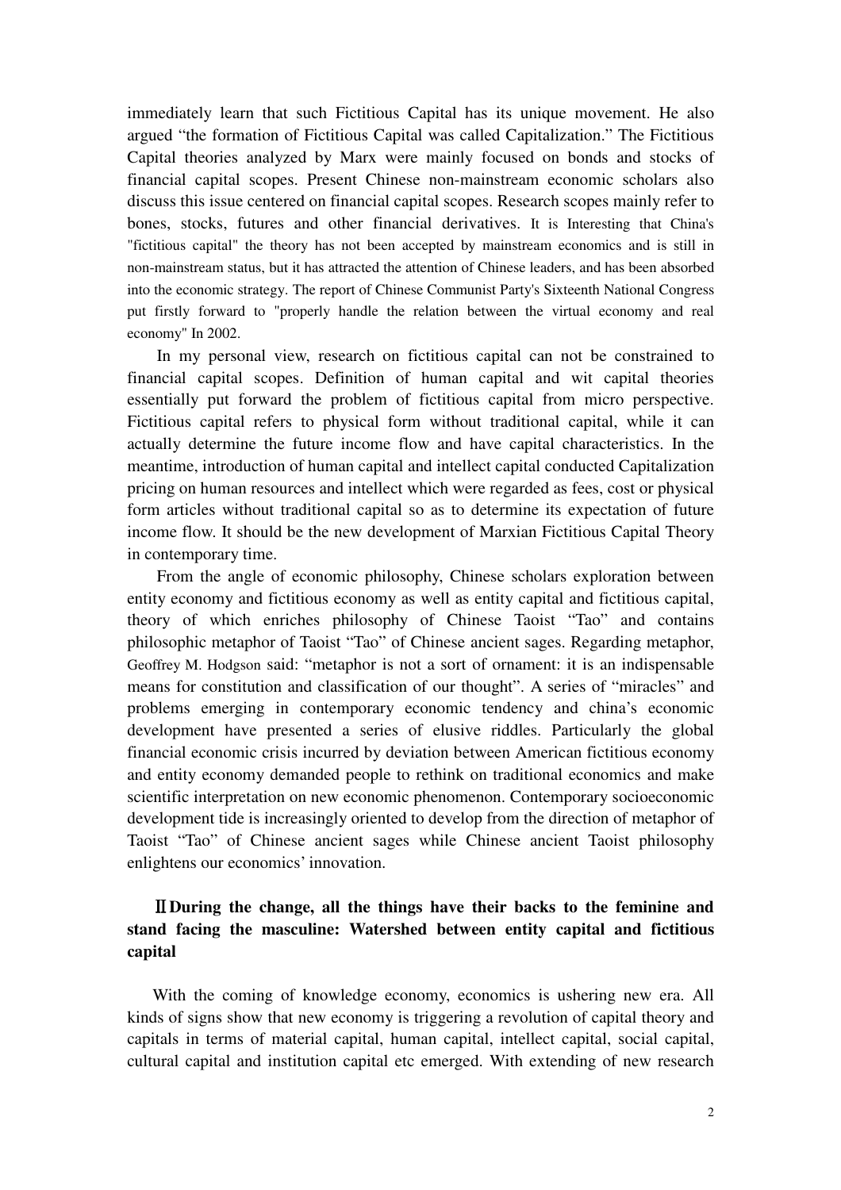immediately learn that such Fictitious Capital has its unique movement. He also argued "the formation of Fictitious Capital was called Capitalization." The Fictitious Capital theories analyzed by Marx were mainly focused on bonds and stocks of financial capital scopes. Present Chinese non-mainstream economic scholars also discuss this issue centered on financial capital scopes. Research scopes mainly refer to bones, stocks, futures and other financial derivatives. It is Interesting that China's "fictitious capital" the theory has not been accepted by mainstream economics and is still in non-mainstream status, but it has attracted the attention of Chinese leaders, and has been absorbed into the economic strategy. The report of Chinese Communist Party's Sixteenth National Congress put firstly forward to "properly handle the relation between the virtual economy and real economy" In 2002.

In my personal view, research on fictitious capital can not be constrained to financial capital scopes. Definition of human capital and wit capital theories essentially put forward the problem of fictitious capital from micro perspective. Fictitious capital refers to physical form without traditional capital, while it can actually determine the future income flow and have capital characteristics. In the meantime, introduction of human capital and intellect capital conducted Capitalization pricing on human resources and intellect which were regarded as fees, cost or physical form articles without traditional capital so as to determine its expectation of future income flow. It should be the new development of Marxian Fictitious Capital Theory in contemporary time.

From the angle of economic philosophy, Chinese scholars exploration between entity economy and fictitious economy as well as entity capital and fictitious capital, theory of which enriches philosophy of Chinese Taoist "Tao" and contains philosophic metaphor of Taoist "Tao" of Chinese ancient sages. Regarding metaphor, Geoffrey M. Hodgson said: "metaphor is not a sort of ornament: it is an indispensable means for constitution and classification of our thought". A series of "miracles" and problems emerging in contemporary economic tendency and china's economic development have presented a series of elusive riddles. Particularly the global financial economic crisis incurred by deviation between American fictitious economy and entity economy demanded people to rethink on traditional economics and make scientific interpretation on new economic phenomenon. Contemporary socioeconomic development tide is increasingly oriented to develop from the direction of metaphor of Taoist "Tao" of Chinese ancient sages while Chinese ancient Taoist philosophy enlightens our economics' innovation.

## Ⅱ During the change, all the things have their backs to the feminine and stand facing the masculine: Watershed between entity capital and fictitious capital

With the coming of knowledge economy, economics is ushering new era. All kinds of signs show that new economy is triggering a revolution of capital theory and capitals in terms of material capital, human capital, intellect capital, social capital, cultural capital and institution capital etc emerged. With extending of new research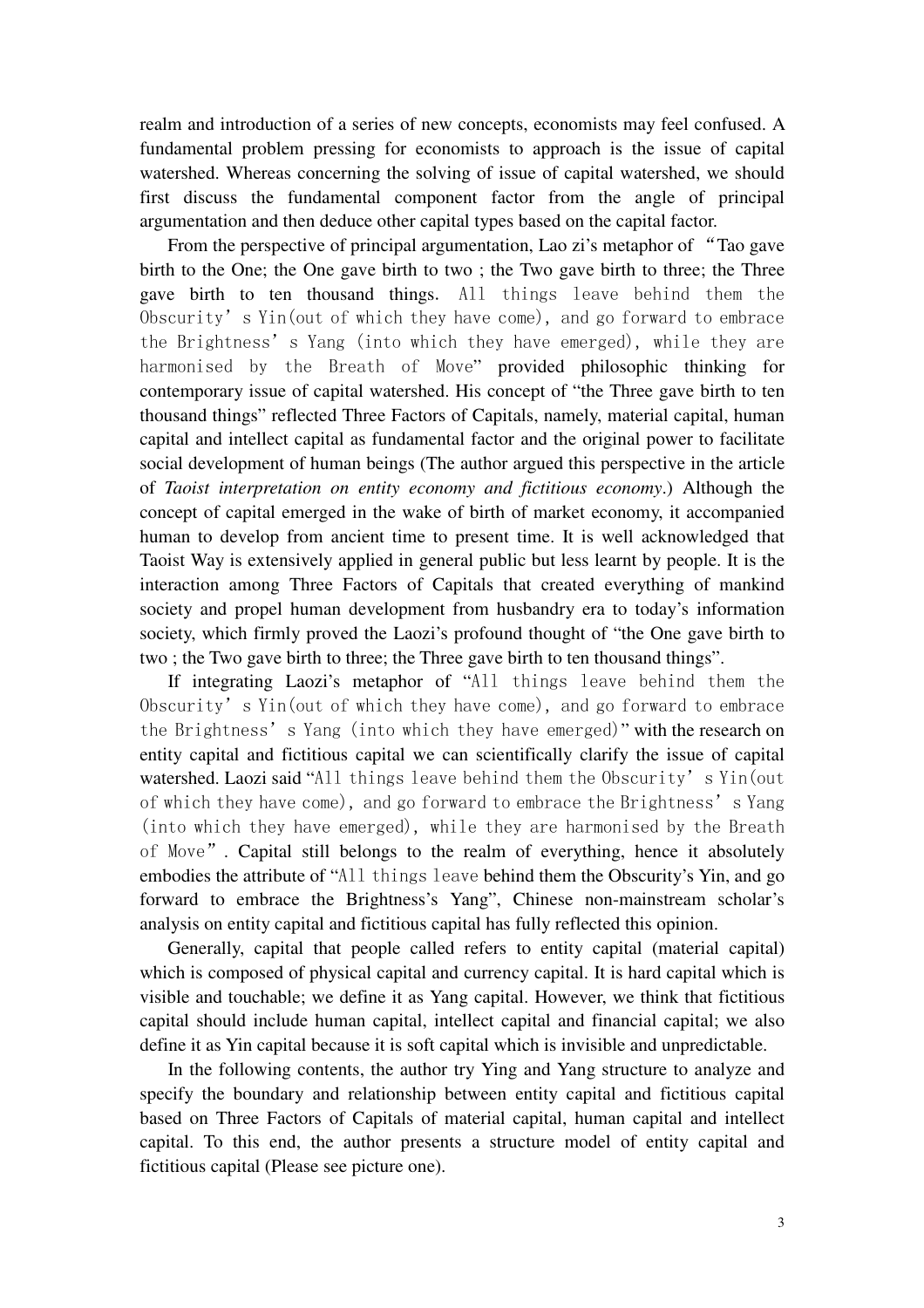realm and introduction of a series of new concepts, economists may feel confused. A fundamental problem pressing for economists to approach is the issue of capital watershed. Whereas concerning the solving of issue of capital watershed, we should first discuss the fundamental component factor from the angle of principal argumentation and then deduce other capital types based on the capital factor.

From the perspective of principal argumentation, Lao zi's metaphor of "Tao gave birth to the One; the One gave birth to two ; the Two gave birth to three; the Three gave birth to ten thousand things. All things leave behind them the Obscurity's Yin(out of which they have come), and go forward to embrace the Brightness's Yang (into which they have emerged), while they are harmonised by the Breath of Move" provided philosophic thinking for contemporary issue of capital watershed. His concept of "the Three gave birth to ten thousand things" reflected Three Factors of Capitals, namely, material capital, human capital and intellect capital as fundamental factor and the original power to facilitate social development of human beings (The author argued this perspective in the article of *Taoist interpretation on entity economy and fictitious economy*.) Although the concept of capital emerged in the wake of birth of market economy, it accompanied human to develop from ancient time to present time. It is well acknowledged that Taoist Way is extensively applied in general public but less learnt by people. It is the interaction among Three Factors of Capitals that created everything of mankind society and propel human development from husbandry era to today's information society, which firmly proved the Laozi's profound thought of "the One gave birth to two ; the Two gave birth to three; the Three gave birth to ten thousand things".

If integrating Laozi's metaphor of "All things leave behind them the Obscurity's Yin(out of which they have come), and go forward to embrace the Brightness's Yang (into which they have emerged)" with the research on entity capital and fictitious capital we can scientifically clarify the issue of capital watershed. Laozi said "All things leave behind them the Obscurity's Yin(out of which they have come), and go forward to embrace the Brightness's Yang (into which they have emerged), while they are harmonised by the Breath of Move". Capital still belongs to the realm of everything, hence it absolutely embodies the attribute of "All things leave behind them the Obscurity's Yin, and go forward to embrace the Brightness's Yang", Chinese non-mainstream scholar's analysis on entity capital and fictitious capital has fully reflected this opinion.

Generally, capital that people called refers to entity capital (material capital) which is composed of physical capital and currency capital. It is hard capital which is visible and touchable; we define it as Yang capital. However, we think that fictitious capital should include human capital, intellect capital and financial capital; we also define it as Yin capital because it is soft capital which is invisible and unpredictable.

In the following contents, the author try Ying and Yang structure to analyze and specify the boundary and relationship between entity capital and fictitious capital based on Three Factors of Capitals of material capital, human capital and intellect capital. To this end, the author presents a structure model of entity capital and fictitious capital (Please see picture one).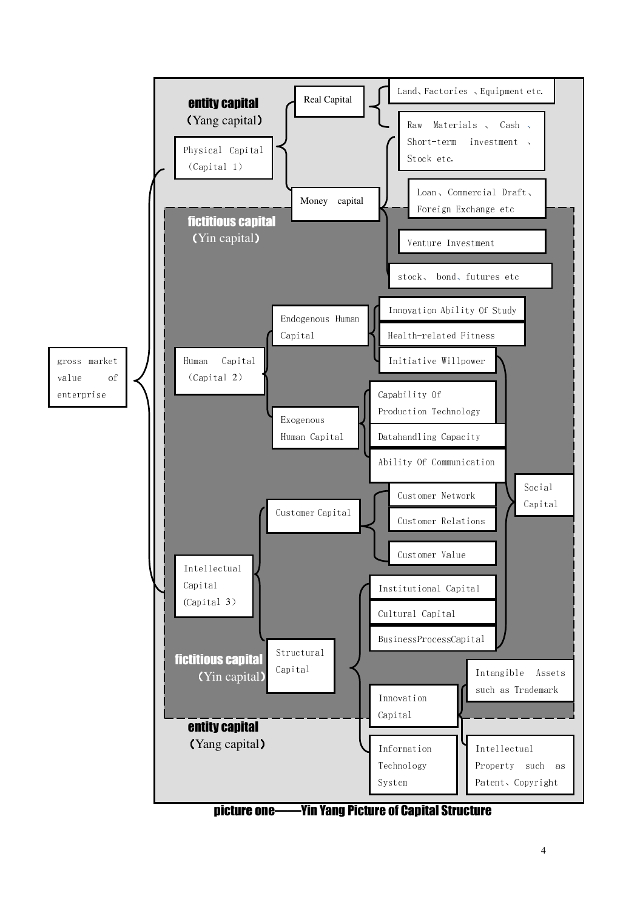**entity capital**
（Yang capital）

**fictitious capital**
（Yin capital）

- gross market value of enterprise
  - Physical Capital（Capital 1）
    - Real Capital
      - Land、Factories 、Equipment etc.
      - Raw Materials 、 Cash 、 Short-term investment 、 Stock etc.
    - Money capital
      - Loan、Commercial Draft、Foreign Exchange etc
      - Venture Investment
      - stock、 bond、futures etc
  - Human Capital（Capital 2）
    - Endogenous Human Capital
      - Innovation Ability Of Study
      - Health-related Fitness
      - Initiative Willpower
    - Exogenous Human Capital
      - Capability Of Production Technology
      - Datahandling Capacity
      - Ability Of Communication
  - Intellectual Capital (Capital 3）
    - Customer Capital
      - Customer Network
      - Customer Relations
      - Customer Value
    - Structural Capital
      - Institutional Capital
      - Cultural Capital
      - BusinessProcessCapital
      - Innovation Capital
        - Intangible Assets such as Trademark
        - Intellectual Property such as Patent、Copyright
      - Information Technology System

Social Capital: Initiative Willpower, Capability Of Production Technology, Datahandling Capacity, Ability Of Communication, Customer Network, Customer Relations, Customer Value, Institutional Capital, Cultural Capital, BusinessProcessCapital

**fictitious capital**
（Yin capital）

**entity capital**
（Yang capital）

**picture one——Yin Yang Picture of Capital Structure**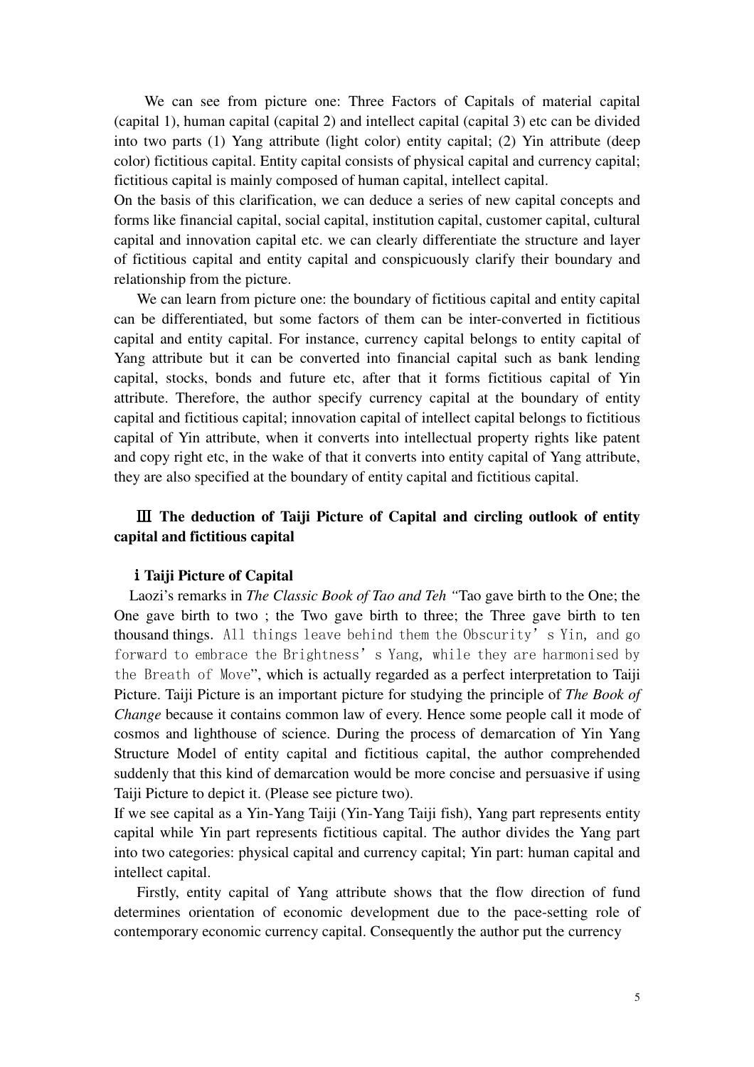We can see from picture one: Three Factors of Capitals of material capital (capital 1), human capital (capital 2) and intellect capital (capital 3) etc can be divided into two parts (1) Yang attribute (light color) entity capital; (2) Yin attribute (deep color) fictitious capital. Entity capital consists of physical capital and currency capital; fictitious capital is mainly composed of human capital, intellect capital.

On the basis of this clarification, we can deduce a series of new capital concepts and forms like financial capital, social capital, institution capital, customer capital, cultural capital and innovation capital etc. we can clearly differentiate the structure and layer of fictitious capital and entity capital and conspicuously clarify their boundary and relationship from the picture.

We can learn from picture one: the boundary of fictitious capital and entity capital can be differentiated, but some factors of them can be inter-converted in fictitious capital and entity capital. For instance, currency capital belongs to entity capital of Yang attribute but it can be converted into financial capital such as bank lending capital, stocks, bonds and future etc, after that it forms fictitious capital of Yin attribute. Therefore, the author specify currency capital at the boundary of entity capital and fictitious capital; innovation capital of intellect capital belongs to fictitious capital of Yin attribute, when it converts into intellectual property rights like patent and copy right etc, in the wake of that it converts into entity capital of Yang attribute, they are also specified at the boundary of entity capital and fictitious capital.

## Ⅲ The deduction of Taiji Picture of Capital and circling outlook of entity capital and fictitious capital

### ⅰ Taiji Picture of Capital

Laozi's remarks in *The Classic Book of Tao and Teh* "Tao gave birth to the One; the One gave birth to two ; the Two gave birth to three; the Three gave birth to ten thousand things. All things leave behind them the Obscurity's Yin, and go forward to embrace the Brightness's Yang, while they are harmonised by the Breath of Move", which is actually regarded as a perfect interpretation to Taiji Picture. Taiji Picture is an important picture for studying the principle of *The Book of Change* because it contains common law of every. Hence some people call it mode of cosmos and lighthouse of science. During the process of demarcation of Yin Yang Structure Model of entity capital and fictitious capital, the author comprehended suddenly that this kind of demarcation would be more concise and persuasive if using Taiji Picture to depict it. (Please see picture two).

If we see capital as a Yin-Yang Taiji (Yin-Yang Taiji fish), Yang part represents entity capital while Yin part represents fictitious capital. The author divides the Yang part into two categories: physical capital and currency capital; Yin part: human capital and intellect capital.

Firstly, entity capital of Yang attribute shows that the flow direction of fund determines orientation of economic development due to the pace-setting role of contemporary economic currency capital. Consequently the author put the currency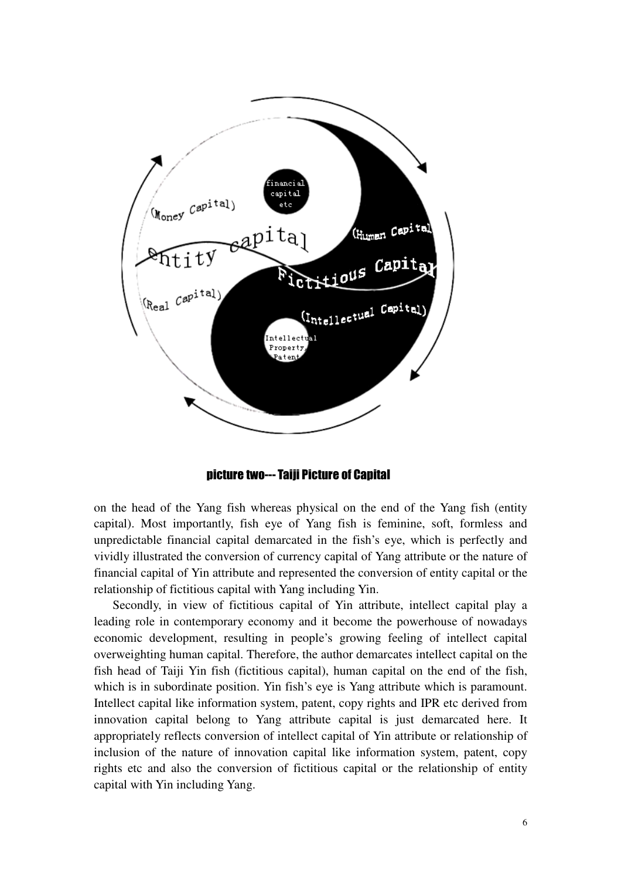picture two--- Taiji Picture of Capital

on the head of the Yang fish whereas physical on the end of the Yang fish (entity capital). Most importantly, fish eye of Yang fish is feminine, soft, formless and unpredictable financial capital demarcated in the fish's eye, which is perfectly and vividly illustrated the conversion of currency capital of Yang attribute or the nature of financial capital of Yin attribute and represented the conversion of entity capital or the relationship of fictitious capital with Yang including Yin.

Secondly, in view of fictitious capital of Yin attribute, intellect capital play a leading role in contemporary economy and it become the powerhouse of nowadays economic development, resulting in people's growing feeling of intellect capital overweighting human capital. Therefore, the author demarcates intellect capital on the fish head of Taiji Yin fish (fictitious capital), human capital on the end of the fish, which is in subordinate position. Yin fish's eye is Yang attribute which is paramount. Intellect capital like information system, patent, copy rights and IPR etc derived from innovation capital belong to Yang attribute capital is just demarcated here. It appropriately reflects conversion of intellect capital of Yin attribute or relationship of inclusion of the nature of innovation capital like information system, patent, copy rights etc and also the conversion of fictitious capital or the relationship of entity capital with Yin including Yang.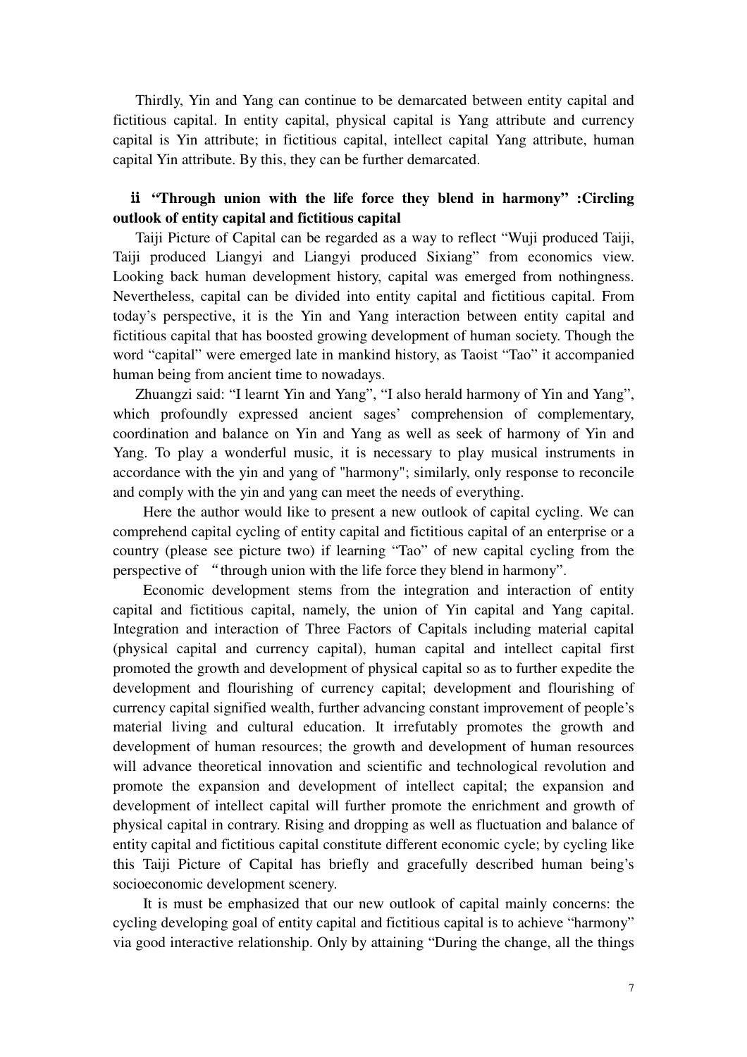Thirdly, Yin and Yang can continue to be demarcated between entity capital and fictitious capital. In entity capital, physical capital is Yang attribute and currency capital is Yin attribute; in fictitious capital, intellect capital Yang attribute, human capital Yin attribute. By this, they can be further demarcated.

### ⅱ "Through union with the life force they blend in harmony" :Circling outlook of entity capital and fictitious capital

Taiji Picture of Capital can be regarded as a way to reflect "Wuji produced Taiji, Taiji produced Liangyi and Liangyi produced Sixiang" from economics view. Looking back human development history, capital was emerged from nothingness. Nevertheless, capital can be divided into entity capital and fictitious capital. From today's perspective, it is the Yin and Yang interaction between entity capital and fictitious capital that has boosted growing development of human society. Though the word "capital" were emerged late in mankind history, as Taoist "Tao" it accompanied human being from ancient time to nowadays.

Zhuangzi said: "I learnt Yin and Yang", "I also herald harmony of Yin and Yang", which profoundly expressed ancient sages' comprehension of complementary, coordination and balance on Yin and Yang as well as seek of harmony of Yin and Yang. To play a wonderful music, it is necessary to play musical instruments in accordance with the yin and yang of "harmony"; similarly, only response to reconcile and comply with the yin and yang can meet the needs of everything.

Here the author would like to present a new outlook of capital cycling. We can comprehend capital cycling of entity capital and fictitious capital of an enterprise or a country (please see picture two) if learning "Tao" of new capital cycling from the perspective of "through union with the life force they blend in harmony".

Economic development stems from the integration and interaction of entity capital and fictitious capital, namely, the union of Yin capital and Yang capital. Integration and interaction of Three Factors of Capitals including material capital (physical capital and currency capital), human capital and intellect capital first promoted the growth and development of physical capital so as to further expedite the development and flourishing of currency capital; development and flourishing of currency capital signified wealth, further advancing constant improvement of people's material living and cultural education. It irrefutably promotes the growth and development of human resources; the growth and development of human resources will advance theoretical innovation and scientific and technological revolution and promote the expansion and development of intellect capital; the expansion and development of intellect capital will further promote the enrichment and growth of physical capital in contrary. Rising and dropping as well as fluctuation and balance of entity capital and fictitious capital constitute different economic cycle; by cycling like this Taiji Picture of Capital has briefly and gracefully described human being's socioeconomic development scenery.

It is must be emphasized that our new outlook of capital mainly concerns: the cycling developing goal of entity capital and fictitious capital is to achieve "harmony" via good interactive relationship. Only by attaining "During the change, all the things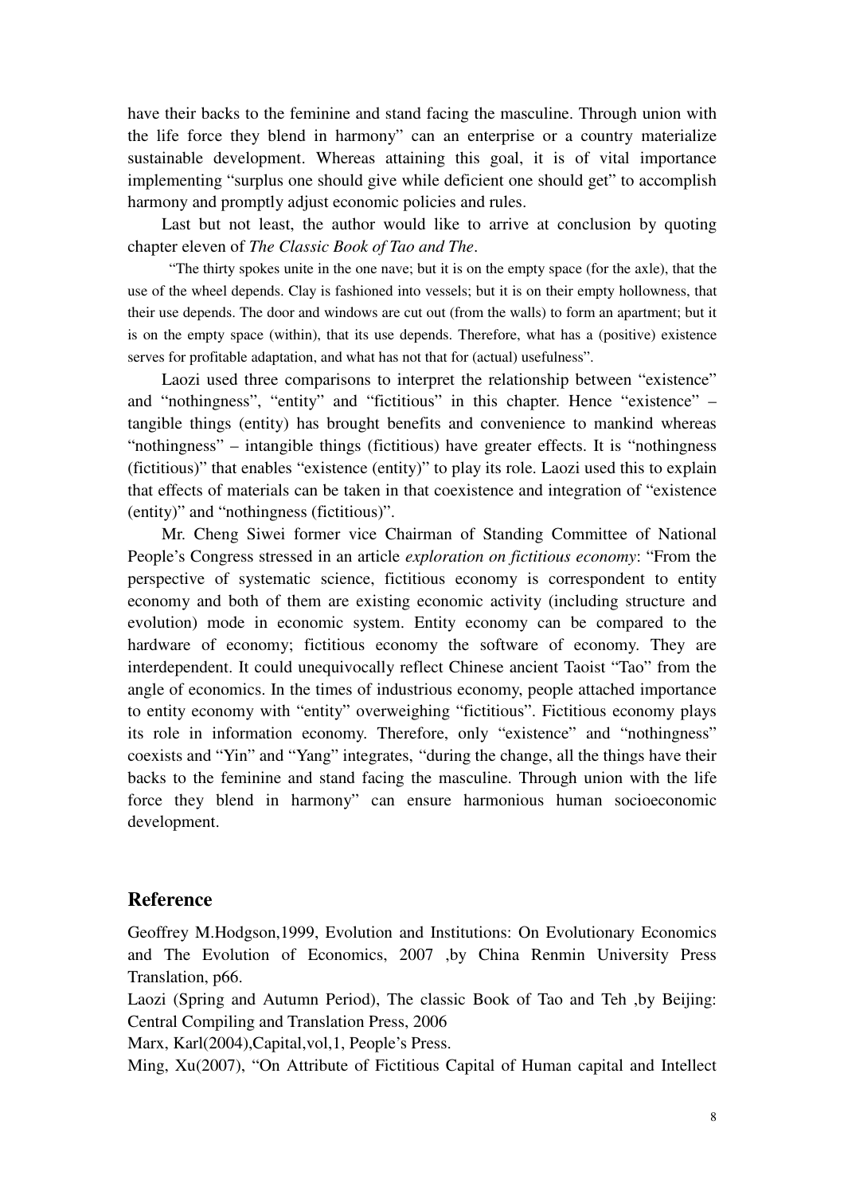have their backs to the feminine and stand facing the masculine. Through union with the life force they blend in harmony" can an enterprise or a country materialize sustainable development. Whereas attaining this goal, it is of vital importance implementing "surplus one should give while deficient one should get" to accomplish harmony and promptly adjust economic policies and rules.

Last but not least, the author would like to arrive at conclusion by quoting chapter eleven of *The Classic Book of Tao and The*.

> "The thirty spokes unite in the one nave; but it is on the empty space (for the axle), that the use of the wheel depends. Clay is fashioned into vessels; but it is on their empty hollowness, that their use depends. The door and windows are cut out (from the walls) to form an apartment; but it is on the empty space (within), that its use depends. Therefore, what has a (positive) existence serves for profitable adaptation, and what has not that for (actual) usefulness".

Laozi used three comparisons to interpret the relationship between "existence" and "nothingness", "entity" and "fictitious" in this chapter. Hence "existence" – tangible things (entity) has brought benefits and convenience to mankind whereas "nothingness" – intangible things (fictitious) have greater effects. It is "nothingness (fictitious)" that enables "existence (entity)" to play its role. Laozi used this to explain that effects of materials can be taken in that coexistence and integration of "existence (entity)" and "nothingness (fictitious)".

Mr. Cheng Siwei former vice Chairman of Standing Committee of National People's Congress stressed in an article *exploration on fictitious economy*: "From the perspective of systematic science, fictitious economy is correspondent to entity economy and both of them are existing economic activity (including structure and evolution) mode in economic system. Entity economy can be compared to the hardware of economy; fictitious economy the software of economy. They are interdependent. It could unequivocally reflect Chinese ancient Taoist "Tao" from the angle of economics. In the times of industrious economy, people attached importance to entity economy with "entity" overweighing "fictitious". Fictitious economy plays its role in information economy. Therefore, only "existence" and "nothingness" coexists and "Yin" and "Yang" integrates, "during the change, all the things have their backs to the feminine and stand facing the masculine. Through union with the life force they blend in harmony" can ensure harmonious human socioeconomic development.

## Reference

Geoffrey M.Hodgson,1999, Evolution and Institutions: On Evolutionary Economics and The Evolution of Economics, 2007 ,by China Renmin University Press Translation, p66.

Laozi (Spring and Autumn Period), The classic Book of Tao and Teh ,by Beijing: Central Compiling and Translation Press, 2006

Marx, Karl(2004),Capital,vol,1, People's Press.

Ming, Xu(2007), "On Attribute of Fictitious Capital of Human capital and Intellect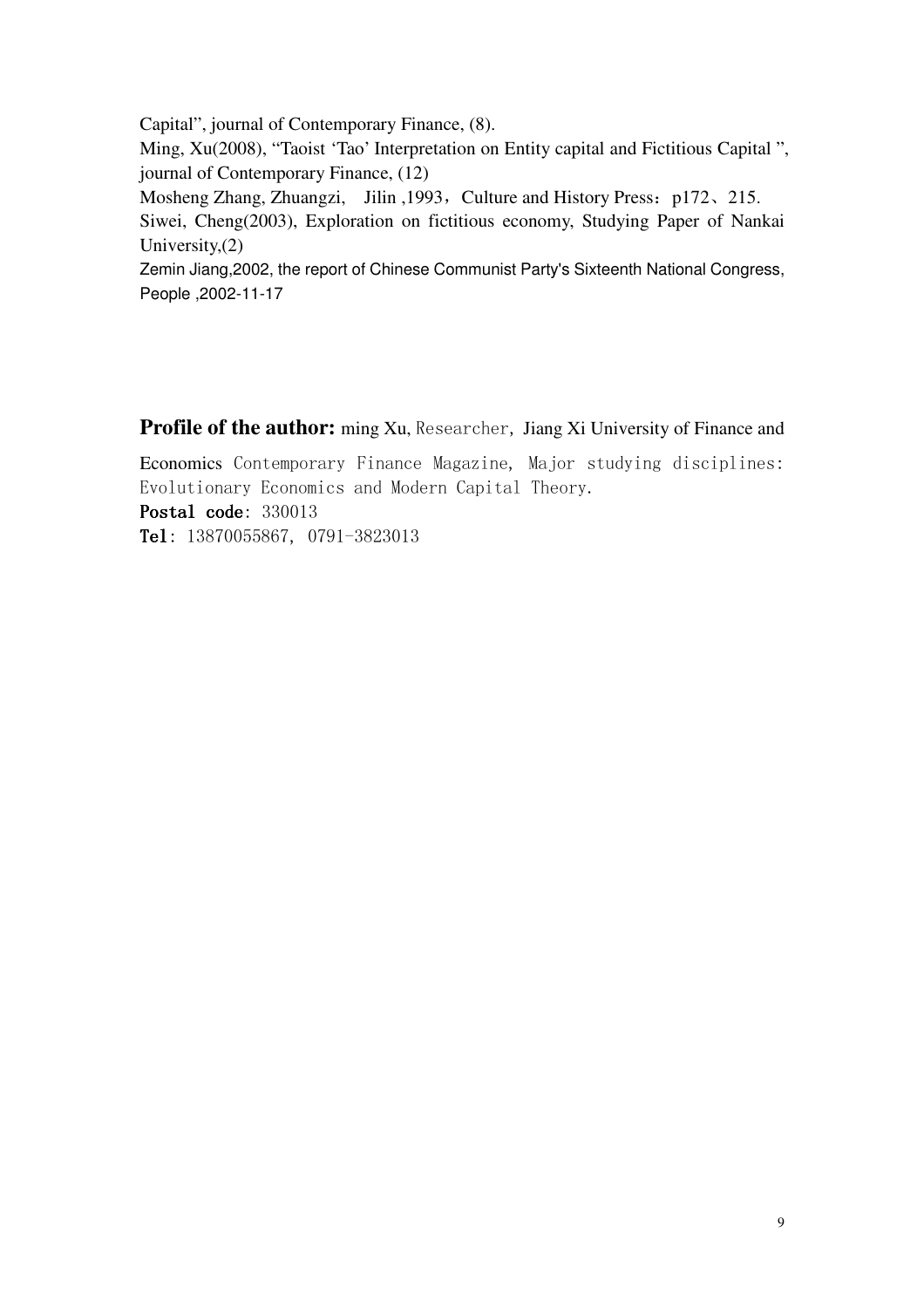Capital", journal of Contemporary Finance, (8).

Ming, Xu(2008), "Taoist 'Tao' Interpretation on Entity capital and Fictitious Capital ", journal of Contemporary Finance, (12)

Mosheng Zhang, Zhuangzi, Jilin ,1993，Culture and History Press：p172、215.

Siwei, Cheng(2003), Exploration on fictitious economy, Studying Paper of Nankai University,(2)

Zemin Jiang,2002, the report of Chinese Communist Party's Sixteenth National Congress, People ,2002-11-17

**Profile of the author:** ming Xu, Researcher, Jiang Xi University of Finance and Economics Contemporary Finance Magazine, Major studying disciplines: Evolutionary Economics and Modern Capital Theory.

**Postal code**: 330013

**Tel**: 13870055867, 0791-3823013